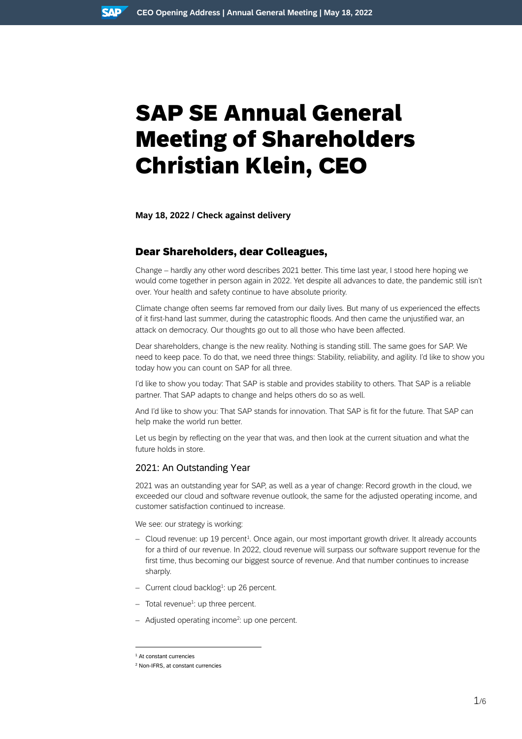# SAP SE Annual General Meeting of Shareholders Christian Klein, CEO

**May 18, 2022 / Check against delivery**

## Dear Shareholders, dear Colleagues,

Change – hardly any other word describes 2021 better. This time last year, I stood here hoping we would come together in person again in 2022. Yet despite all advances to date, the pandemic still isn't over. Your health and safety continue to have absolute priority.

Climate change often seems far removed from our daily lives. But many of us experienced the effects of it first-hand last summer, during the catastrophic floods. And then came the unjustified war, an attack on democracy. Our thoughts go out to all those who have been affected.

Dear shareholders, change is the new reality. Nothing is standing still. The same goes for SAP. We need to keep pace. To do that, we need three things: Stability, reliability, and agility. I'd like to show you today how you can count on SAP for all three.

I'd like to show you today: That SAP is stable and provides stability to others. That SAP is a reliable partner. That SAP adapts to change and helps others do so as well.

And I'd like to show you: That SAP stands for innovation. That SAP is fit for the future. That SAP can help make the world run better.

Let us begin by reflecting on the year that was, and then look at the current situation and what the future holds in store.

### 2021: An Outstanding Year

2021 was an outstanding year for SAP, as well as a year of change: Record growth in the cloud, we exceeded our cloud and software revenue outlook, the same for the adjusted operating income, and customer satisfaction continued to increase.

We see: our strategy is working:

- Cloud revenue: up 19 percent[1]. Once again, our most important growth driver. It already accounts for a third of our revenue. In 2022, cloud revenue will surpass our software support revenue for the first time, thus becoming our biggest source of revenue. And that number continues to increase sharply.
- Current cloud backlog[1]: up 26 percent.
- Total revenue[1]: up three percent.
- Adjusted operating income[2]: up one percent.

---

[1] At constant currencies

[2] Non-IFRS, at constant currencies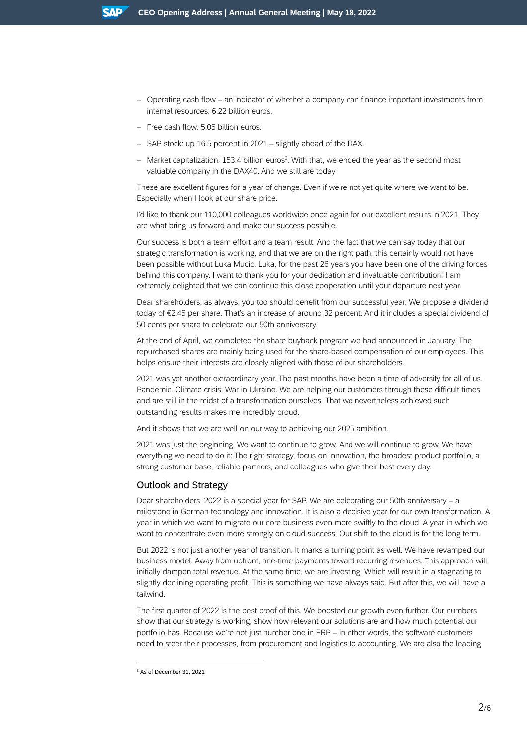- Operating cash flow – an indicator of whether a company can finance important investments from internal resources: 6.22 billion euros.
- Free cash flow: 5.05 billion euros.
- SAP stock: up 16.5 percent in 2021 – slightly ahead of the DAX.
- Market capitalization: 153.4 billion euros[3]. With that, we ended the year as the second most valuable company in the DAX40. And we still are today

These are excellent figures for a year of change. Even if we're not yet quite where we want to be. Especially when I look at our share price.

I'd like to thank our 110,000 colleagues worldwide once again for our excellent results in 2021. They are what bring us forward and make our success possible.

Our success is both a team effort and a team result. And the fact that we can say today that our strategic transformation is working, and that we are on the right path, this certainly would not have been possible without Luka Mucic. Luka, for the past 26 years you have been one of the driving forces behind this company. I want to thank you for your dedication and invaluable contribution! I am extremely delighted that we can continue this close cooperation until your departure next year.

Dear shareholders, as always, you too should benefit from our successful year. We propose a dividend today of €2.45 per share. That's an increase of around 32 percent. And it includes a special dividend of 50 cents per share to celebrate our 50th anniversary.

At the end of April, we completed the share buyback program we had announced in January. The repurchased shares are mainly being used for the share-based compensation of our employees. This helps ensure their interests are closely aligned with those of our shareholders.

2021 was yet another extraordinary year. The past months have been a time of adversity for all of us. Pandemic. Climate crisis. War in Ukraine. We are helping our customers through these difficult times and are still in the midst of a transformation ourselves. That we nevertheless achieved such outstanding results makes me incredibly proud.

And it shows that we are well on our way to achieving our 2025 ambition.

2021 was just the beginning. We want to continue to grow. And we will continue to grow. We have everything we need to do it: The right strategy, focus on innovation, the broadest product portfolio, a strong customer base, reliable partners, and colleagues who give their best every day.

## Outlook and Strategy

Dear shareholders, 2022 is a special year for SAP. We are celebrating our 50th anniversary – a milestone in German technology and innovation. It is also a decisive year for our own transformation. A year in which we want to migrate our core business even more swiftly to the cloud. A year in which we want to concentrate even more strongly on cloud success. Our shift to the cloud is for the long term.

But 2022 is not just another year of transition. It marks a turning point as well. We have revamped our business model. Away from upfront, one-time payments toward recurring revenues. This approach will initially dampen total revenue. At the same time, we are investing. Which will result in a stagnating to slightly declining operating profit. This is something we have always said. But after this, we will have a tailwind.

The first quarter of 2022 is the best proof of this. We boosted our growth even further. Our numbers show that our strategy is working, show how relevant our solutions are and how much potential our portfolio has. Because we're not just number one in ERP – in other words, the software customers need to steer their processes, from procurement and logistics to accounting. We are also the leading

[3] As of December 31, 2021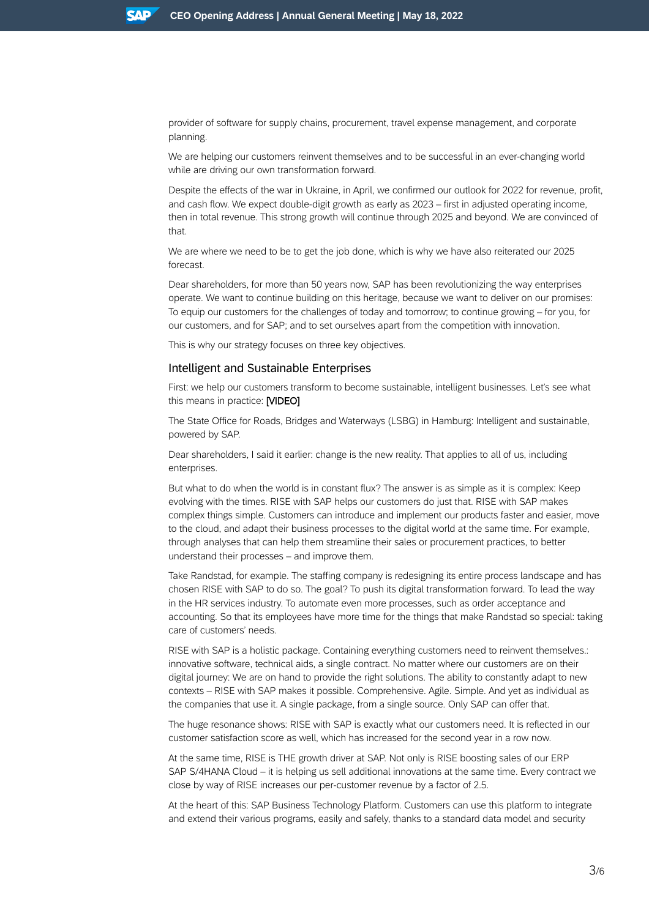provider of software for supply chains, procurement, travel expense management, and corporate planning.

We are helping our customers reinvent themselves and to be successful in an ever-changing world while are driving our own transformation forward.

Despite the effects of the war in Ukraine, in April, we confirmed our outlook for 2022 for revenue, profit, and cash flow. We expect double-digit growth as early as 2023 – first in adjusted operating income, then in total revenue. This strong growth will continue through 2025 and beyond. We are convinced of that.

We are where we need to be to get the job done, which is why we have also reiterated our 2025 forecast.

Dear shareholders, for more than 50 years now, SAP has been revolutionizing the way enterprises operate. We want to continue building on this heritage, because we want to deliver on our promises: To equip our customers for the challenges of today and tomorrow; to continue growing – for you, for our customers, and for SAP; and to set ourselves apart from the competition with innovation.

This is why our strategy focuses on three key objectives.

## Intelligent and Sustainable Enterprises

First: we help our customers transform to become sustainable, intelligent businesses. Let's see what this means in practice: **[VIDEO]**

The State Office for Roads, Bridges and Waterways (LSBG) in Hamburg: Intelligent and sustainable, powered by SAP.

Dear shareholders, I said it earlier: change is the new reality. That applies to all of us, including enterprises.

But what to do when the world is in constant flux? The answer is as simple as it is complex: Keep evolving with the times. RISE with SAP helps our customers do just that. RISE with SAP makes complex things simple. Customers can introduce and implement our products faster and easier, move to the cloud, and adapt their business processes to the digital world at the same time. For example, through analyses that can help them streamline their sales or procurement practices, to better understand their processes – and improve them.

Take Randstad, for example. The staffing company is redesigning its entire process landscape and has chosen RISE with SAP to do so. The goal? To push its digital transformation forward. To lead the way in the HR services industry. To automate even more processes, such as order acceptance and accounting. So that its employees have more time for the things that make Randstad so special: taking care of customers' needs.

RISE with SAP is a holistic package. Containing everything customers need to reinvent themselves.: innovative software, technical aids, a single contract. No matter where our customers are on their digital journey: We are on hand to provide the right solutions. The ability to constantly adapt to new contexts – RISE with SAP makes it possible. Comprehensive. Agile. Simple. And yet as individual as the companies that use it. A single package, from a single source. Only SAP can offer that.

The huge resonance shows: RISE with SAP is exactly what our customers need. It is reflected in our customer satisfaction score as well, which has increased for the second year in a row now.

At the same time, RISE is THE growth driver at SAP. Not only is RISE boosting sales of our ERP SAP S/4HANA Cloud – it is helping us sell additional innovations at the same time. Every contract we close by way of RISE increases our per-customer revenue by a factor of 2.5.

At the heart of this: SAP Business Technology Platform. Customers can use this platform to integrate and extend their various programs, easily and safely, thanks to a standard data model and security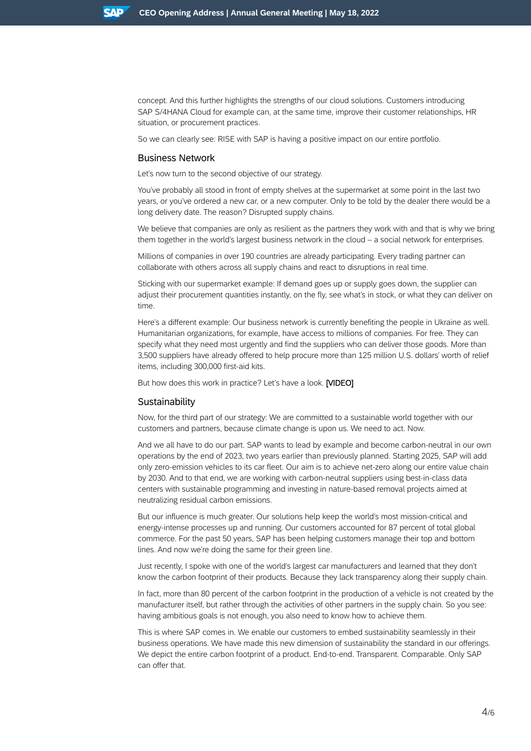concept. And this further highlights the strengths of our cloud solutions. Customers introducing SAP S/4HANA Cloud for example can, at the same time, improve their customer relationships, HR situation, or procurement practices.

So we can clearly see: RISE with SAP is having a positive impact on our entire portfolio.

## Business Network

Let's now turn to the second objective of our strategy.

You've probably all stood in front of empty shelves at the supermarket at some point in the last two years, or you've ordered a new car, or a new computer. Only to be told by the dealer there would be a long delivery date. The reason? Disrupted supply chains.

We believe that companies are only as resilient as the partners they work with and that is why we bring them together in the world's largest business network in the cloud – a social network for enterprises.

Millions of companies in over 190 countries are already participating. Every trading partner can collaborate with others across all supply chains and react to disruptions in real time.

Sticking with our supermarket example: If demand goes up or supply goes down, the supplier can adjust their procurement quantities instantly, on the fly, see what's in stock, or what they can deliver on time.

Here's a different example: Our business network is currently benefiting the people in Ukraine as well. Humanitarian organizations, for example, have access to millions of companies. For free. They can specify what they need most urgently and find the suppliers who can deliver those goods. More than 3,500 suppliers have already offered to help procure more than 125 million U.S. dollars' worth of relief items, including 300,000 first-aid kits.

But how does this work in practice? Let's have a look. **[VIDEO]**

## Sustainability

Now, for the third part of our strategy: We are committed to a sustainable world together with our customers and partners, because climate change is upon us. We need to act. Now.

And we all have to do our part. SAP wants to lead by example and become carbon-neutral in our own operations by the end of 2023, two years earlier than previously planned. Starting 2025, SAP will add only zero-emission vehicles to its car fleet. Our aim is to achieve net-zero along our entire value chain by 2030. And to that end, we are working with carbon-neutral suppliers using best-in-class data centers with sustainable programming and investing in nature-based removal projects aimed at neutralizing residual carbon emissions.

But our influence is much greater. Our solutions help keep the world's most mission-critical and energy-intense processes up and running. Our customers accounted for 87 percent of total global commerce. For the past 50 years, SAP has been helping customers manage their top and bottom lines. And now we're doing the same for their green line.

Just recently, I spoke with one of the world's largest car manufacturers and learned that they don't know the carbon footprint of their products. Because they lack transparency along their supply chain.

In fact, more than 80 percent of the carbon footprint in the production of a vehicle is not created by the manufacturer itself, but rather through the activities of other partners in the supply chain. So you see: having ambitious goals is not enough, you also need to know how to achieve them.

This is where SAP comes in. We enable our customers to embed sustainability seamlessly in their business operations. We have made this new dimension of sustainability the standard in our offerings. We depict the entire carbon footprint of a product. End-to-end. Transparent. Comparable. Only SAP can offer that.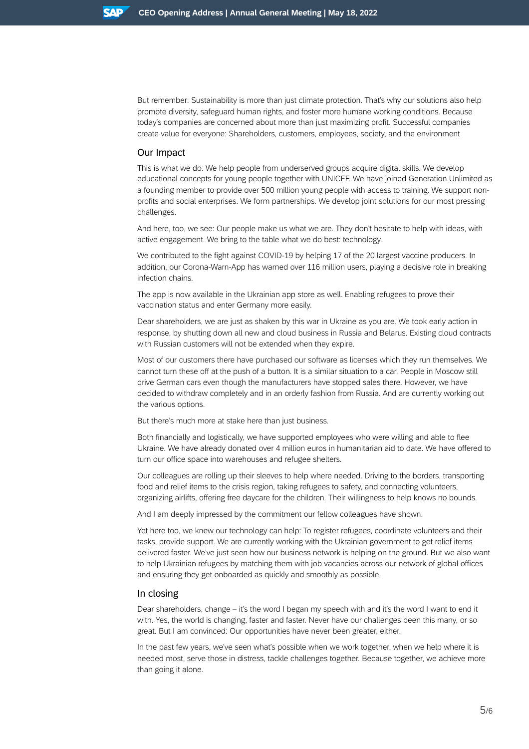But remember: Sustainability is more than just climate protection. That's why our solutions also help promote diversity, safeguard human rights, and foster more humane working conditions. Because today's companies are concerned about more than just maximizing profit. Successful companies create value for everyone: Shareholders, customers, employees, society, and the environment

## Our Impact

This is what we do. We help people from underserved groups acquire digital skills. We develop educational concepts for young people together with UNICEF. We have joined Generation Unlimited as a founding member to provide over 500 million young people with access to training. We support non-profits and social enterprises. We form partnerships. We develop joint solutions for our most pressing challenges.

And here, too, we see: Our people make us what we are. They don't hesitate to help with ideas, with active engagement. We bring to the table what we do best: technology.

We contributed to the fight against COVID-19 by helping 17 of the 20 largest vaccine producers. In addition, our Corona-Warn-App has warned over 116 million users, playing a decisive role in breaking infection chains.

The app is now available in the Ukrainian app store as well. Enabling refugees to prove their vaccination status and enter Germany more easily.

Dear shareholders, we are just as shaken by this war in Ukraine as you are. We took early action in response, by shutting down all new and cloud business in Russia and Belarus. Existing cloud contracts with Russian customers will not be extended when they expire.

Most of our customers there have purchased our software as licenses which they run themselves. We cannot turn these off at the push of a button. It is a similar situation to a car. People in Moscow still drive German cars even though the manufacturers have stopped sales there. However, we have decided to withdraw completely and in an orderly fashion from Russia. And are currently working out the various options.

But there's much more at stake here than just business.

Both financially and logistically, we have supported employees who were willing and able to flee Ukraine. We have already donated over 4 million euros in humanitarian aid to date. We have offered to turn our office space into warehouses and refugee shelters.

Our colleagues are rolling up their sleeves to help where needed. Driving to the borders, transporting food and relief items to the crisis region, taking refugees to safety, and connecting volunteers, organizing airlifts, offering free daycare for the children. Their willingness to help knows no bounds.

And I am deeply impressed by the commitment our fellow colleagues have shown.

Yet here too, we knew our technology can help: To register refugees, coordinate volunteers and their tasks, provide support. We are currently working with the Ukrainian government to get relief items delivered faster. We've just seen how our business network is helping on the ground. But we also want to help Ukrainian refugees by matching them with job vacancies across our network of global offices and ensuring they get onboarded as quickly and smoothly as possible.

## In closing

Dear shareholders, change – it's the word I began my speech with and it's the word I want to end it with. Yes, the world is changing, faster and faster. Never have our challenges been this many, or so great. But I am convinced: Our opportunities have never been greater, either.

In the past few years, we've seen what's possible when we work together, when we help where it is needed most, serve those in distress, tackle challenges together. Because together, we achieve more than going it alone.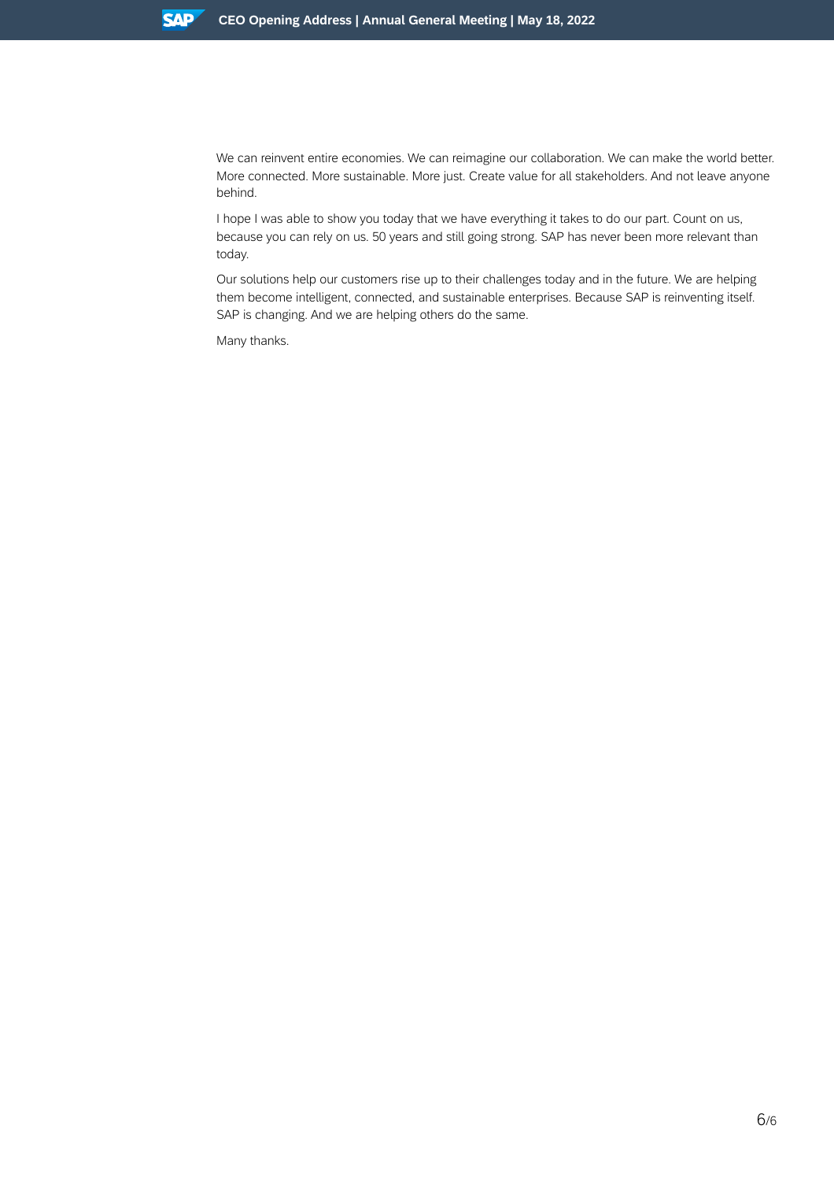We can reinvent entire economies. We can reimagine our collaboration. We can make the world better. More connected. More sustainable. More just. Create value for all stakeholders. And not leave anyone behind.

I hope I was able to show you today that we have everything it takes to do our part. Count on us, because you can rely on us. 50 years and still going strong. SAP has never been more relevant than today.

Our solutions help our customers rise up to their challenges today and in the future. We are helping them become intelligent, connected, and sustainable enterprises. Because SAP is reinventing itself. SAP is changing. And we are helping others do the same.

Many thanks.